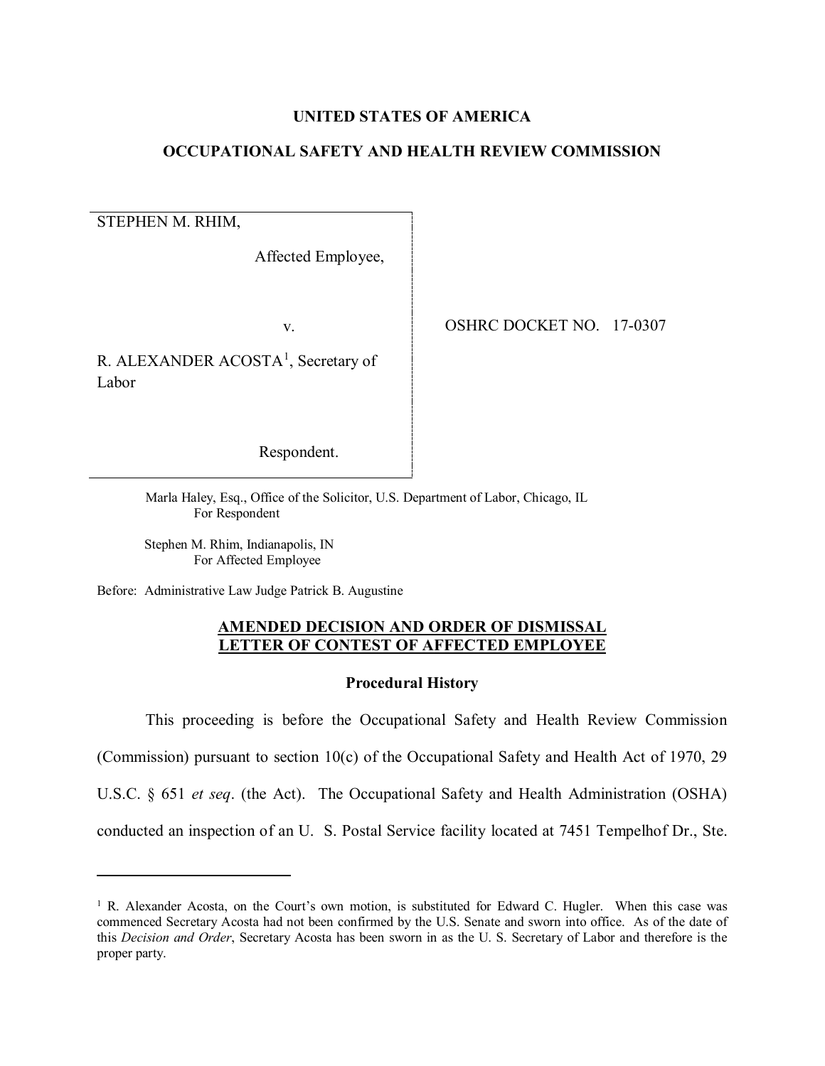**UNITED STATES OF AMERICA**

**OCCUPATIONAL SAFETY AND HEALTH REVIEW COMMISSION**

STEPHEN M. RHIM,

Affected Employee,

v.

R. ALEXANDER ACOSTA[1], Secretary of Labor

Respondent.

OSHRC DOCKET NO. 17-0307

Marla Haley, Esq., Office of the Solicitor, U.S. Department of Labor, Chicago, IL
For Respondent

Stephen M. Rhim, Indianapolis, IN
For Affected Employee

Before: Administrative Law Judge Patrick B. Augustine

**AMENDED DECISION AND ORDER OF DISMISSAL**
**LETTER OF CONTEST OF AFFECTED EMPLOYEE**

**Procedural History**

This proceeding is before the Occupational Safety and Health Review Commission (Commission) pursuant to section 10(c) of the Occupational Safety and Health Act of 1970, 29 U.S.C. § 651 *et seq*. (the Act). The Occupational Safety and Health Administration (OSHA) conducted an inspection of an U. S. Postal Service facility located at 7451 Tempelhof Dr., Ste.

---

[1] R. Alexander Acosta, on the Court's own motion, is substituted for Edward C. Hugler. When this case was commenced Secretary Acosta had not been confirmed by the U.S. Senate and sworn into office. As of the date of this *Decision and Order*, Secretary Acosta has been sworn in as the U. S. Secretary of Labor and therefore is the proper party.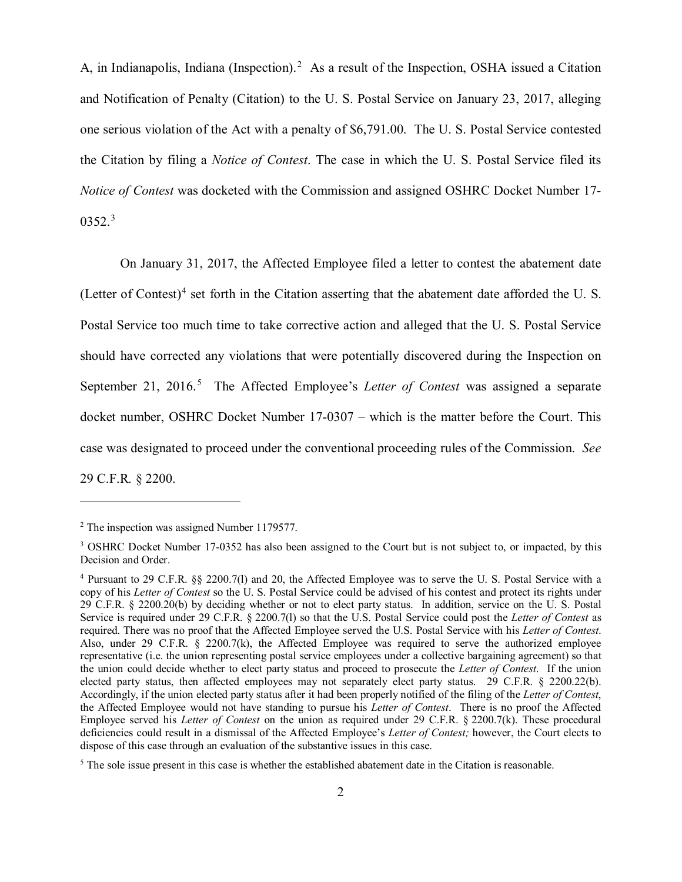A, in Indianapolis, Indiana (Inspection).[2] As a result of the Inspection, OSHA issued a Citation and Notification of Penalty (Citation) to the U. S. Postal Service on January 23, 2017, alleging one serious violation of the Act with a penalty of $6,791.00. The U. S. Postal Service contested the Citation by filing a *Notice of Contest*. The case in which the U. S. Postal Service filed its *Notice of Contest* was docketed with the Commission and assigned OSHRC Docket Number 17-0352.[3]

On January 31, 2017, the Affected Employee filed a letter to contest the abatement date (Letter of Contest)[4] set forth in the Citation asserting that the abatement date afforded the U. S. Postal Service too much time to take corrective action and alleged that the U. S. Postal Service should have corrected any violations that were potentially discovered during the Inspection on September 21, 2016.[5] The Affected Employee's *Letter of Contest* was assigned a separate docket number, OSHRC Docket Number 17-0307 – which is the matter before the Court. This case was designated to proceed under the conventional proceeding rules of the Commission. *See* 29 C.F.R. § 2200.

---

[2] The inspection was assigned Number 1179577.

[3] OSHRC Docket Number 17-0352 has also been assigned to the Court but is not subject to, or impacted, by this Decision and Order.

[4] Pursuant to 29 C.F.R. §§ 2200.7(l) and 20, the Affected Employee was to serve the U. S. Postal Service with a copy of his *Letter of Contest* so the U. S. Postal Service could be advised of his contest and protect its rights under 29 C.F.R. § 2200.20(b) by deciding whether or not to elect party status. In addition, service on the U. S. Postal Service is required under 29 C.F.R. § 2200.7(l) so that the U.S. Postal Service could post the *Letter of Contest* as required. There was no proof that the Affected Employee served the U.S. Postal Service with his *Letter of Contest*. Also, under 29 C.F.R. § 2200.7(k), the Affected Employee was required to serve the authorized employee representative (i.e. the union representing postal service employees under a collective bargaining agreement) so that the union could decide whether to elect party status and proceed to prosecute the *Letter of Contest*. If the union elected party status, then affected employees may not separately elect party status. 29 C.F.R. § 2200.22(b). Accordingly, if the union elected party status after it had been properly notified of the filing of the *Letter of Contest*, the Affected Employee would not have standing to pursue his *Letter of Contest*. There is no proof the Affected Employee served his *Letter of Contest* on the union as required under 29 C.F.R. § 2200.7(k). These procedural deficiencies could result in a dismissal of the Affected Employee's *Letter of Contest;* however, the Court elects to dispose of this case through an evaluation of the substantive issues in this case.

[5] The sole issue present in this case is whether the established abatement date in the Citation is reasonable.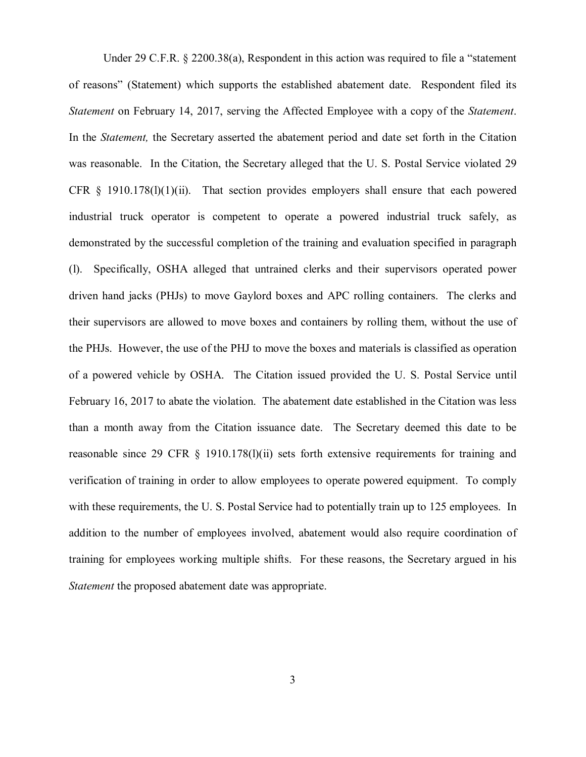Under 29 C.F.R. § 2200.38(a), Respondent in this action was required to file a "statement of reasons" (Statement) which supports the established abatement date. Respondent filed its *Statement* on February 14, 2017, serving the Affected Employee with a copy of the *Statement*. In the *Statement,* the Secretary asserted the abatement period and date set forth in the Citation was reasonable. In the Citation, the Secretary alleged that the U. S. Postal Service violated 29 CFR § 1910.178(l)(1)(ii). That section provides employers shall ensure that each powered industrial truck operator is competent to operate a powered industrial truck safely, as demonstrated by the successful completion of the training and evaluation specified in paragraph (l). Specifically, OSHA alleged that untrained clerks and their supervisors operated power driven hand jacks (PHJs) to move Gaylord boxes and APC rolling containers. The clerks and their supervisors are allowed to move boxes and containers by rolling them, without the use of the PHJs. However, the use of the PHJ to move the boxes and materials is classified as operation of a powered vehicle by OSHA. The Citation issued provided the U. S. Postal Service until February 16, 2017 to abate the violation. The abatement date established in the Citation was less than a month away from the Citation issuance date. The Secretary deemed this date to be reasonable since 29 CFR § 1910.178(l)(ii) sets forth extensive requirements for training and verification of training in order to allow employees to operate powered equipment. To comply with these requirements, the U. S. Postal Service had to potentially train up to 125 employees. In addition to the number of employees involved, abatement would also require coordination of training for employees working multiple shifts. For these reasons, the Secretary argued in his *Statement* the proposed abatement date was appropriate.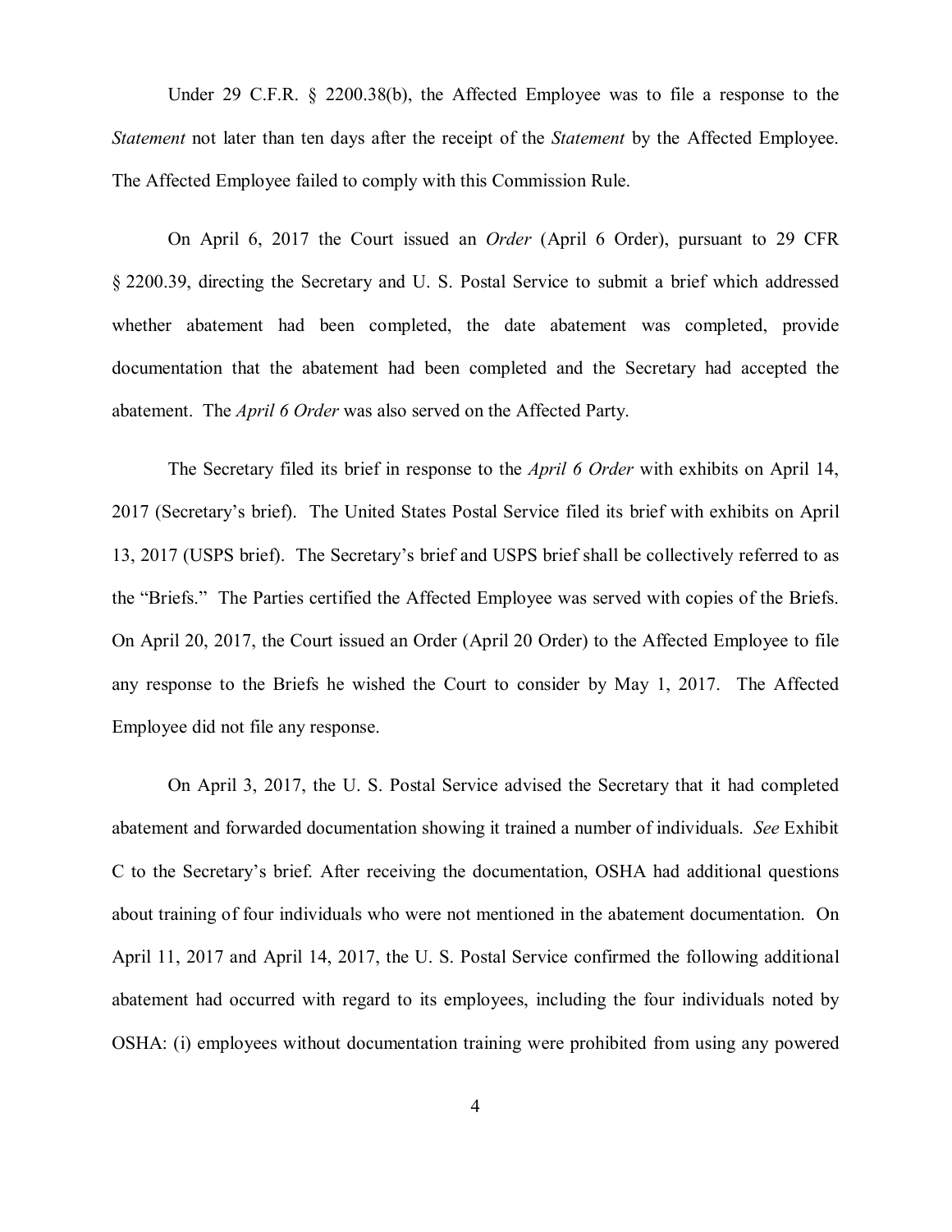Under 29 C.F.R. § 2200.38(b), the Affected Employee was to file a response to the *Statement* not later than ten days after the receipt of the *Statement* by the Affected Employee. The Affected Employee failed to comply with this Commission Rule.

On April 6, 2017 the Court issued an *Order* (April 6 Order), pursuant to 29 CFR § 2200.39, directing the Secretary and U. S. Postal Service to submit a brief which addressed whether abatement had been completed, the date abatement was completed, provide documentation that the abatement had been completed and the Secretary had accepted the abatement. The *April 6 Order* was also served on the Affected Party.

The Secretary filed its brief in response to the *April 6 Order* with exhibits on April 14, 2017 (Secretary's brief). The United States Postal Service filed its brief with exhibits on April 13, 2017 (USPS brief). The Secretary's brief and USPS brief shall be collectively referred to as the "Briefs." The Parties certified the Affected Employee was served with copies of the Briefs. On April 20, 2017, the Court issued an Order (April 20 Order) to the Affected Employee to file any response to the Briefs he wished the Court to consider by May 1, 2017. The Affected Employee did not file any response.

On April 3, 2017, the U. S. Postal Service advised the Secretary that it had completed abatement and forwarded documentation showing it trained a number of individuals. *See* Exhibit C to the Secretary's brief. After receiving the documentation, OSHA had additional questions about training of four individuals who were not mentioned in the abatement documentation. On April 11, 2017 and April 14, 2017, the U. S. Postal Service confirmed the following additional abatement had occurred with regard to its employees, including the four individuals noted by OSHA: (i) employees without documentation training were prohibited from using any powered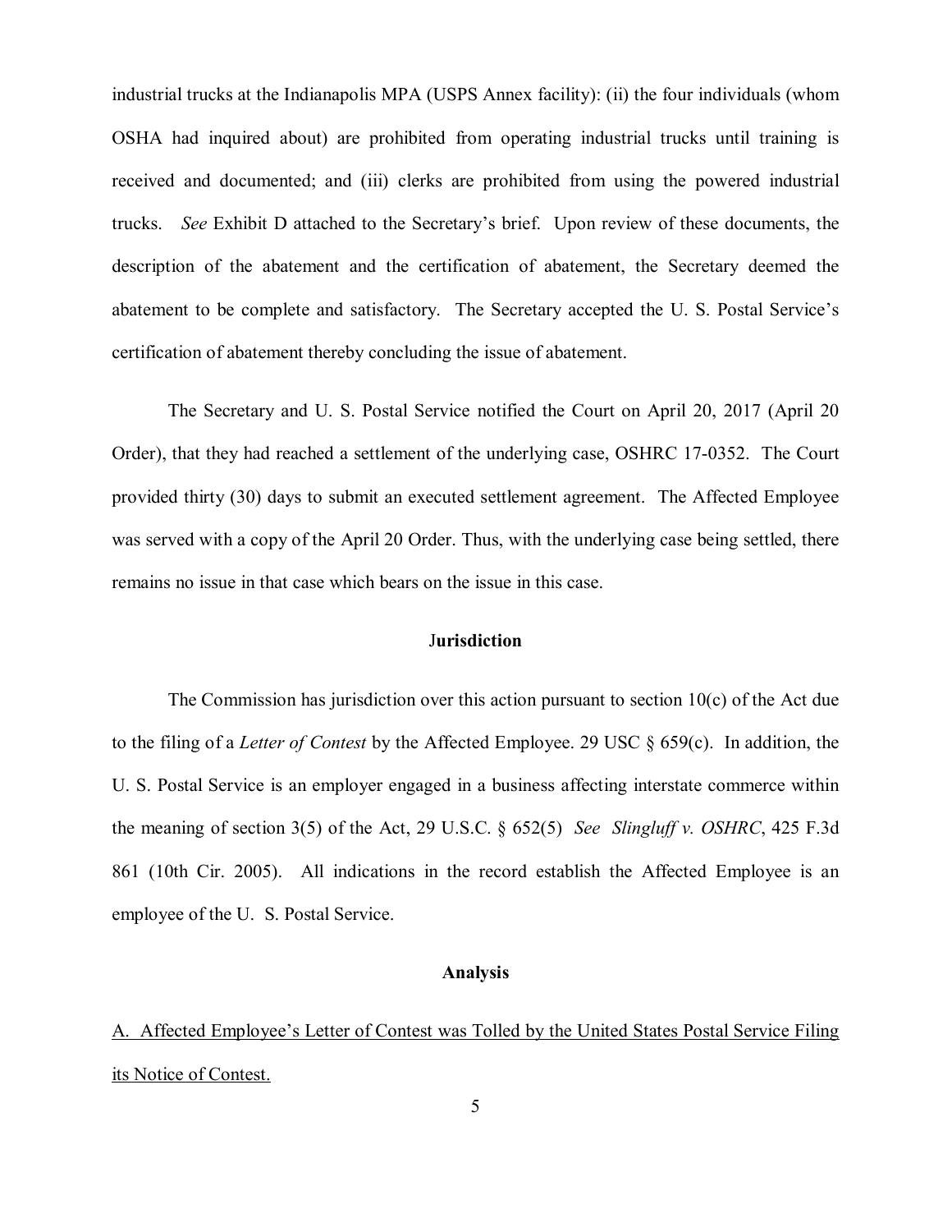industrial trucks at the Indianapolis MPA (USPS Annex facility): (ii) the four individuals (whom OSHA had inquired about) are prohibited from operating industrial trucks until training is received and documented; and (iii) clerks are prohibited from using the powered industrial trucks. *See* Exhibit D attached to the Secretary's brief. Upon review of these documents, the description of the abatement and the certification of abatement, the Secretary deemed the abatement to be complete and satisfactory. The Secretary accepted the U. S. Postal Service's certification of abatement thereby concluding the issue of abatement.

The Secretary and U. S. Postal Service notified the Court on April 20, 2017 (April 20 Order), that they had reached a settlement of the underlying case, OSHRC 17-0352. The Court provided thirty (30) days to submit an executed settlement agreement. The Affected Employee was served with a copy of the April 20 Order. Thus, with the underlying case being settled, there remains no issue in that case which bears on the issue in this case.

### Jurisdiction

The Commission has jurisdiction over this action pursuant to section 10(c) of the Act due to the filing of a *Letter of Contest* by the Affected Employee. 29 USC § 659(c). In addition, the U. S. Postal Service is an employer engaged in a business affecting interstate commerce within the meaning of section 3(5) of the Act, 29 U.S.C. § 652(5) *See Slingluff v. OSHRC*, 425 F.3d 861 (10th Cir. 2005). All indications in the record establish the Affected Employee is an employee of the U. S. Postal Service.

### Analysis

A. Affected Employee's Letter of Contest was Tolled by the United States Postal Service Filing its Notice of Contest.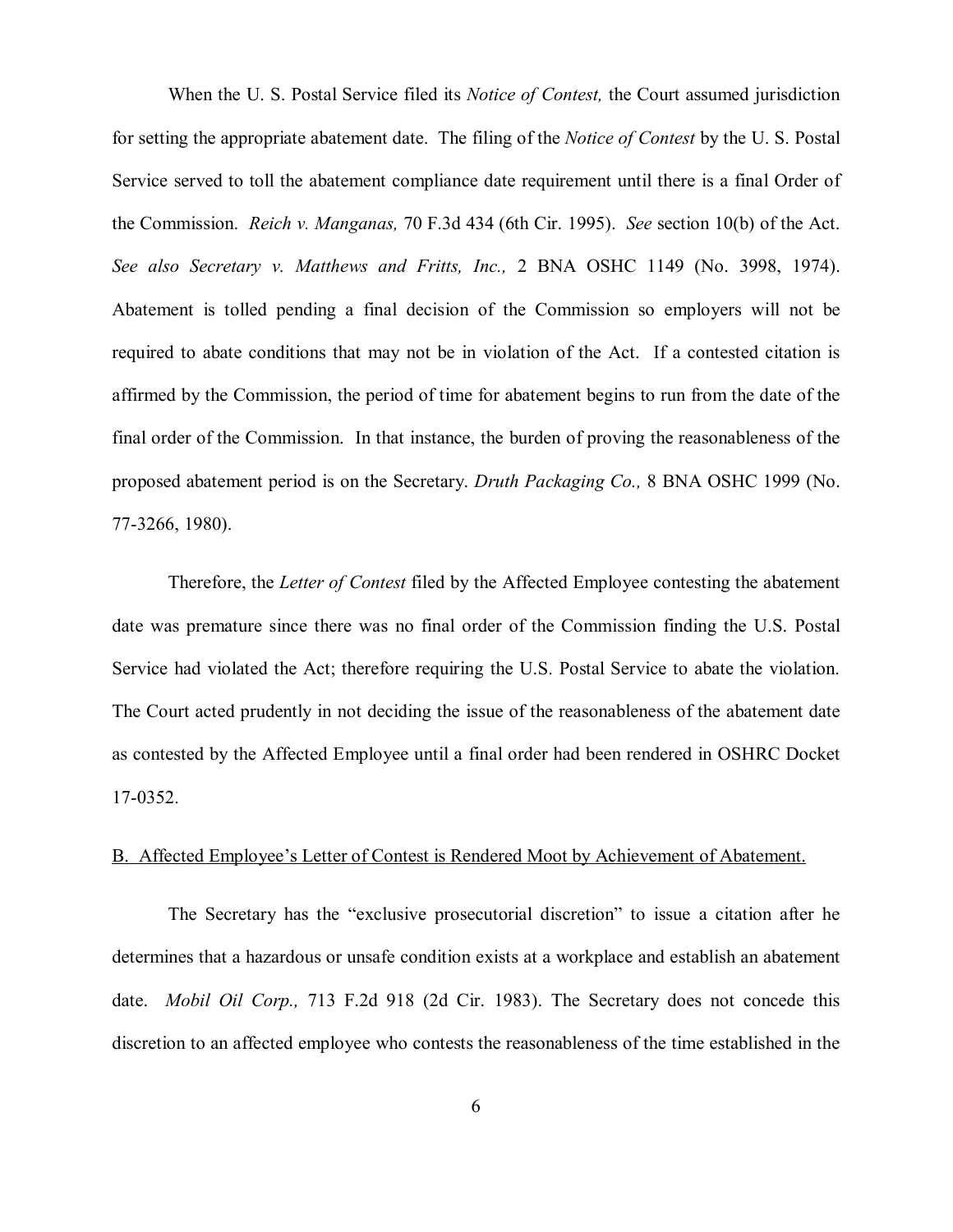When the U. S. Postal Service filed its *Notice of Contest,* the Court assumed jurisdiction for setting the appropriate abatement date. The filing of the *Notice of Contest* by the U. S. Postal Service served to toll the abatement compliance date requirement until there is a final Order of the Commission. *Reich v. Manganas,* 70 F.3d 434 (6th Cir. 1995). *See* section 10(b) of the Act. *See also Secretary v. Matthews and Fritts, Inc.,* 2 BNA OSHC 1149 (No. 3998, 1974). Abatement is tolled pending a final decision of the Commission so employers will not be required to abate conditions that may not be in violation of the Act. If a contested citation is affirmed by the Commission, the period of time for abatement begins to run from the date of the final order of the Commission. In that instance, the burden of proving the reasonableness of the proposed abatement period is on the Secretary. *Druth Packaging Co.,* 8 BNA OSHC 1999 (No. 77-3266, 1980).

Therefore, the *Letter of Contest* filed by the Affected Employee contesting the abatement date was premature since there was no final order of the Commission finding the U.S. Postal Service had violated the Act; therefore requiring the U.S. Postal Service to abate the violation. The Court acted prudently in not deciding the issue of the reasonableness of the abatement date as contested by the Affected Employee until a final order had been rendered in OSHRC Docket 17-0352.

<u>B. Affected Employee's Letter of Contest is Rendered Moot by Achievement of Abatement.</u>

The Secretary has the "exclusive prosecutorial discretion" to issue a citation after he determines that a hazardous or unsafe condition exists at a workplace and establish an abatement date. *Mobil Oil Corp.,* 713 F.2d 918 (2d Cir. 1983). The Secretary does not concede this discretion to an affected employee who contests the reasonableness of the time established in the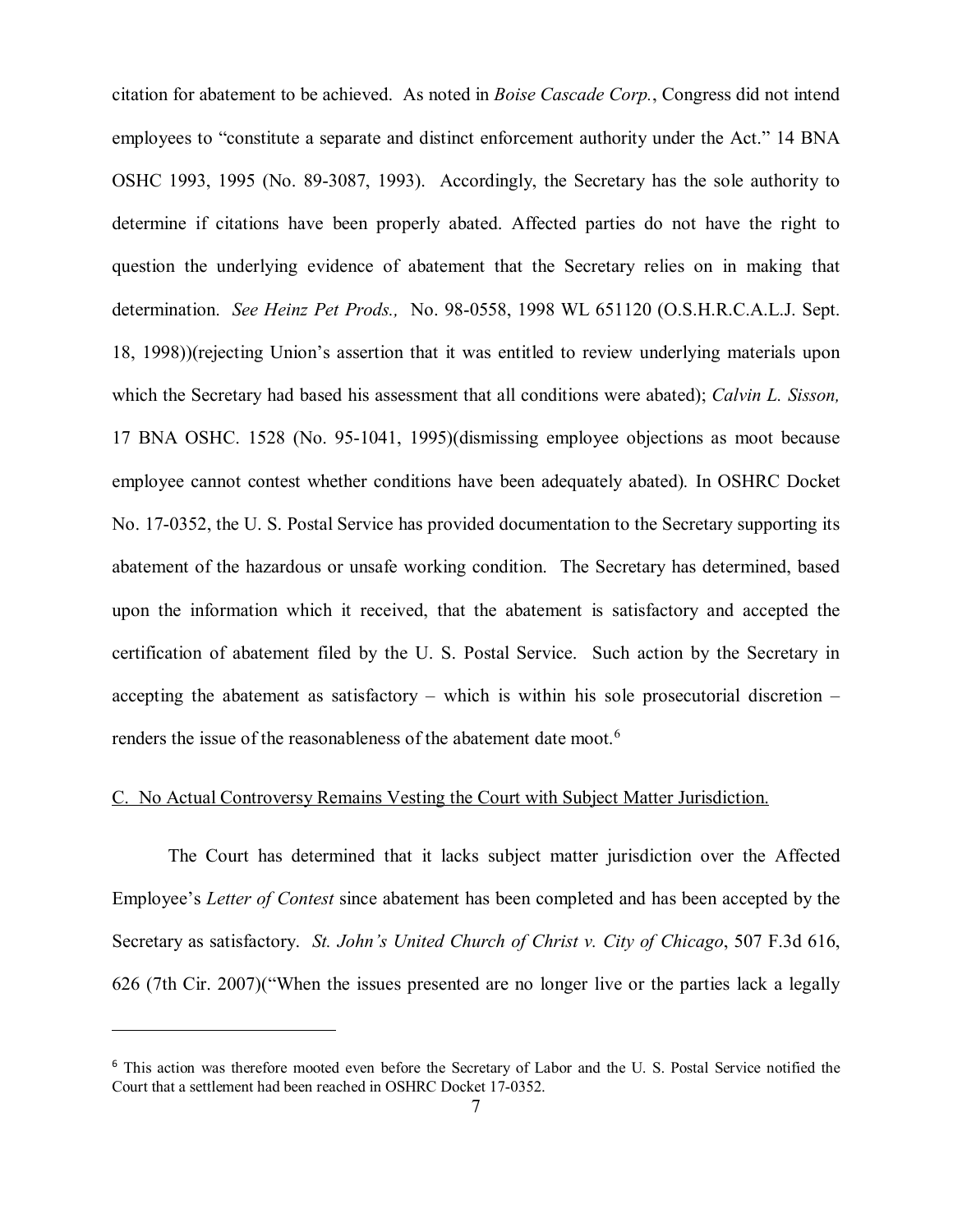citation for abatement to be achieved. As noted in *Boise Cascade Corp.*, Congress did not intend employees to "constitute a separate and distinct enforcement authority under the Act." 14 BNA OSHC 1993, 1995 (No. 89-3087, 1993). Accordingly, the Secretary has the sole authority to determine if citations have been properly abated. Affected parties do not have the right to question the underlying evidence of abatement that the Secretary relies on in making that determination. *See Heinz Pet Prods.,* No. 98-0558, 1998 WL 651120 (O.S.H.R.C.A.L.J. Sept. 18, 1998))(rejecting Union's assertion that it was entitled to review underlying materials upon which the Secretary had based his assessment that all conditions were abated); *Calvin L. Sisson,* 17 BNA OSHC. 1528 (No. 95-1041, 1995)(dismissing employee objections as moot because employee cannot contest whether conditions have been adequately abated). In OSHRC Docket No. 17-0352, the U. S. Postal Service has provided documentation to the Secretary supporting its abatement of the hazardous or unsafe working condition. The Secretary has determined, based upon the information which it received, that the abatement is satisfactory and accepted the certification of abatement filed by the U. S. Postal Service. Such action by the Secretary in accepting the abatement as satisfactory – which is within his sole prosecutorial discretion – renders the issue of the reasonableness of the abatement date moot.[6]

<u>C. No Actual Controversy Remains Vesting the Court with Subject Matter Jurisdiction.</u>

The Court has determined that it lacks subject matter jurisdiction over the Affected Employee's *Letter of Contest* since abatement has been completed and has been accepted by the Secretary as satisfactory. *St. John's United Church of Christ v. City of Chicago*, 507 F.3d 616, 626 (7th Cir. 2007)("When the issues presented are no longer live or the parties lack a legally

---

[6] This action was therefore mooted even before the Secretary of Labor and the U. S. Postal Service notified the Court that a settlement had been reached in OSHRC Docket 17-0352.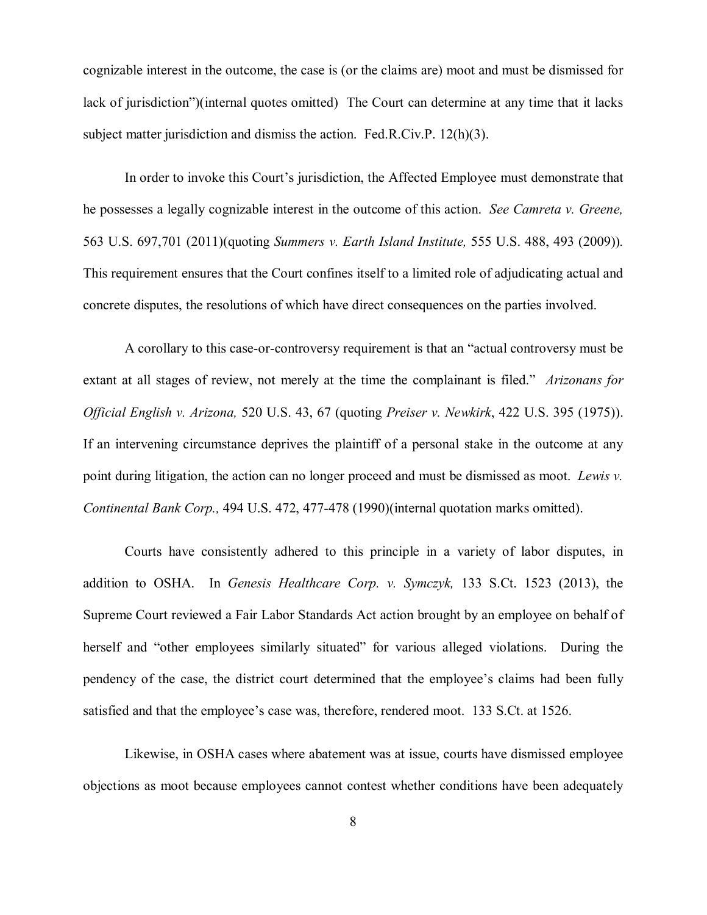cognizable interest in the outcome, the case is (or the claims are) moot and must be dismissed for lack of jurisdiction")(internal quotes omitted) The Court can determine at any time that it lacks subject matter jurisdiction and dismiss the action. Fed.R.Civ.P. 12(h)(3).

In order to invoke this Court's jurisdiction, the Affected Employee must demonstrate that he possesses a legally cognizable interest in the outcome of this action. *See Camreta v. Greene,* 563 U.S. 697,701 (2011)(quoting *Summers v. Earth Island Institute,* 555 U.S. 488, 493 (2009)). This requirement ensures that the Court confines itself to a limited role of adjudicating actual and concrete disputes, the resolutions of which have direct consequences on the parties involved.

A corollary to this case-or-controversy requirement is that an "actual controversy must be extant at all stages of review, not merely at the time the complainant is filed." *Arizonans for Official English v. Arizona,* 520 U.S. 43, 67 (quoting *Preiser v. Newkirk*, 422 U.S. 395 (1975)). If an intervening circumstance deprives the plaintiff of a personal stake in the outcome at any point during litigation, the action can no longer proceed and must be dismissed as moot. *Lewis v. Continental Bank Corp.,* 494 U.S. 472, 477-478 (1990)(internal quotation marks omitted).

Courts have consistently adhered to this principle in a variety of labor disputes, in addition to OSHA. In *Genesis Healthcare Corp. v. Symczyk,* 133 S.Ct. 1523 (2013), the Supreme Court reviewed a Fair Labor Standards Act action brought by an employee on behalf of herself and "other employees similarly situated" for various alleged violations. During the pendency of the case, the district court determined that the employee's claims had been fully satisfied and that the employee's case was, therefore, rendered moot. 133 S.Ct. at 1526.

Likewise, in OSHA cases where abatement was at issue, courts have dismissed employee objections as moot because employees cannot contest whether conditions have been adequately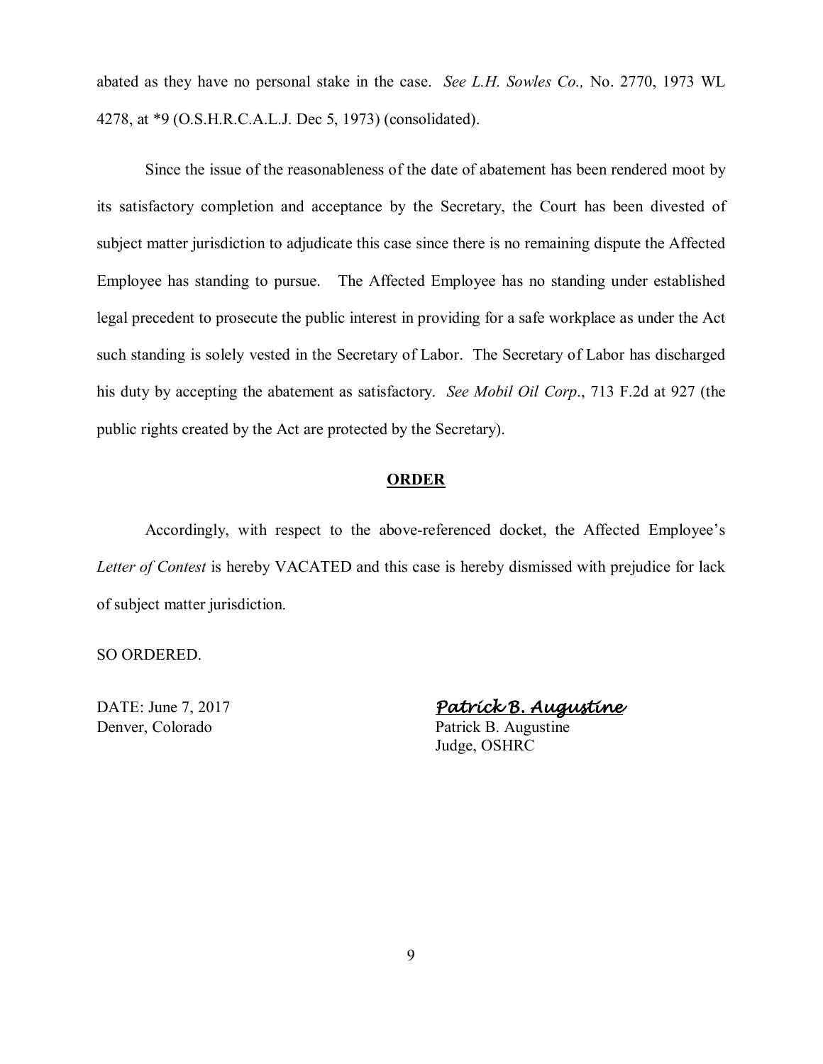abated as they have no personal stake in the case. *See L.H. Sowles Co.,* No. 2770, 1973 WL 4278, at *9 (O.S.H.R.C.A.L.J. Dec 5, 1973) (consolidated).

Since the issue of the reasonableness of the date of abatement has been rendered moot by its satisfactory completion and acceptance by the Secretary, the Court has been divested of subject matter jurisdiction to adjudicate this case since there is no remaining dispute the Affected Employee has standing to pursue. The Affected Employee has no standing under established legal precedent to prosecute the public interest in providing for a safe workplace as under the Act such standing is solely vested in the Secretary of Labor. The Secretary of Labor has discharged his duty by accepting the abatement as satisfactory. *See Mobil Oil Corp.*, 713 F.2d at 927 (the public rights created by the Act are protected by the Secretary).

## ORDER

Accordingly, with respect to the above-referenced docket, the Affected Employee's *Letter of Contest* is hereby VACATED and this case is hereby dismissed with prejudice for lack of subject matter jurisdiction.

SO ORDERED.

DATE: June 7, 2017
Denver, Colorado

*Patrick B. Augustine*
Patrick B. Augustine
Judge, OSHRC